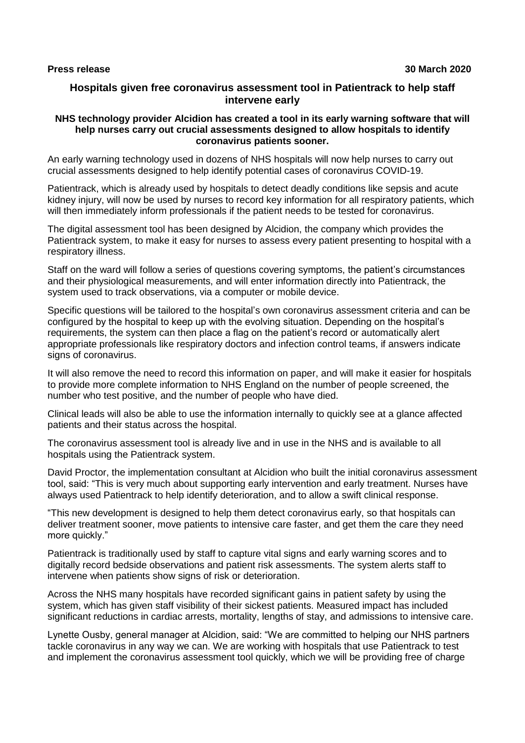**Press release** **30 March 2020**

# Hospitals given free coronavirus assessment tool in Patientrack to help staff intervene early

**NHS technology provider Alcidion has created a tool in its early warning software that will help nurses carry out crucial assessments designed to allow hospitals to identify coronavirus patients sooner.**

An early warning technology used in dozens of NHS hospitals will now help nurses to carry out crucial assessments designed to help identify potential cases of coronavirus COVID-19.

Patientrack, which is already used by hospitals to detect deadly conditions like sepsis and acute kidney injury, will now be used by nurses to record key information for all respiratory patients, which will then immediately inform professionals if the patient needs to be tested for coronavirus.

The digital assessment tool has been designed by Alcidion, the company which provides the Patientrack system, to make it easy for nurses to assess every patient presenting to hospital with a respiratory illness.

Staff on the ward will follow a series of questions covering symptoms, the patient's circumstances and their physiological measurements, and will enter information directly into Patientrack, the system used to track observations, via a computer or mobile device.

Specific questions will be tailored to the hospital's own coronavirus assessment criteria and can be configured by the hospital to keep up with the evolving situation. Depending on the hospital's requirements, the system can then place a flag on the patient's record or automatically alert appropriate professionals like respiratory doctors and infection control teams, if answers indicate signs of coronavirus.

It will also remove the need to record this information on paper, and will make it easier for hospitals to provide more complete information to NHS England on the number of people screened, the number who test positive, and the number of people who have died.

Clinical leads will also be able to use the information internally to quickly see at a glance affected patients and their status across the hospital.

The coronavirus assessment tool is already live and in use in the NHS and is available to all hospitals using the Patientrack system.

David Proctor, the implementation consultant at Alcidion who built the initial coronavirus assessment tool, said: "This is very much about supporting early intervention and early treatment. Nurses have always used Patientrack to help identify deterioration, and to allow a swift clinical response.

"This new development is designed to help them detect coronavirus early, so that hospitals can deliver treatment sooner, move patients to intensive care faster, and get them the care they need more quickly."

Patientrack is traditionally used by staff to capture vital signs and early warning scores and to digitally record bedside observations and patient risk assessments. The system alerts staff to intervene when patients show signs of risk or deterioration.

Across the NHS many hospitals have recorded significant gains in patient safety by using the system, which has given staff visibility of their sickest patients. Measured impact has included significant reductions in cardiac arrests, mortality, lengths of stay, and admissions to intensive care.

Lynette Ousby, general manager at Alcidion, said: "We are committed to helping our NHS partners tackle coronavirus in any way we can. We are working with hospitals that use Patientrack to test and implement the coronavirus assessment tool quickly, which we will be providing free of charge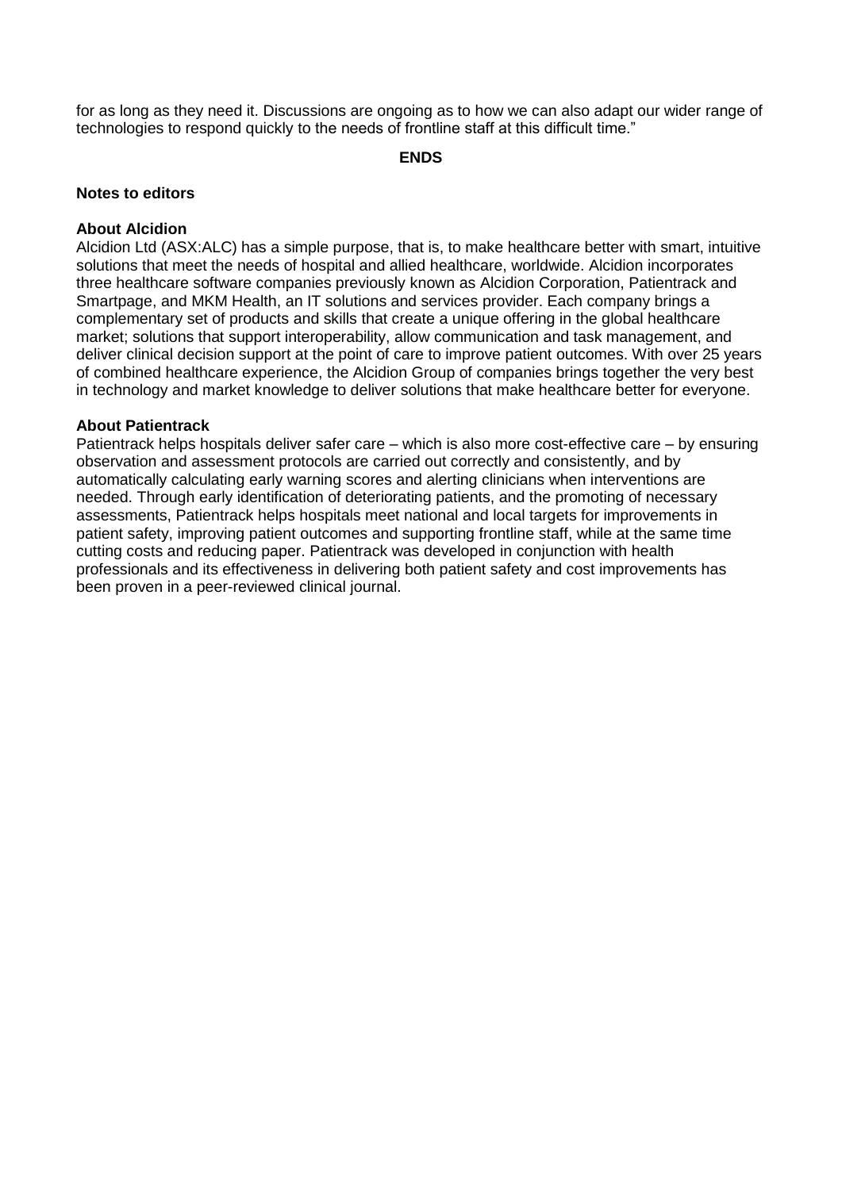for as long as they need it. Discussions are ongoing as to how we can also adapt our wider range of technologies to respond quickly to the needs of frontline staff at this difficult time."

**ENDS**

**Notes to editors**

**About Alcidion**

Alcidion Ltd (ASX:ALC) has a simple purpose, that is, to make healthcare better with smart, intuitive solutions that meet the needs of hospital and allied healthcare, worldwide. Alcidion incorporates three healthcare software companies previously known as Alcidion Corporation, Patientrack and Smartpage, and MKM Health, an IT solutions and services provider. Each company brings a complementary set of products and skills that create a unique offering in the global healthcare market; solutions that support interoperability, allow communication and task management, and deliver clinical decision support at the point of care to improve patient outcomes. With over 25 years of combined healthcare experience, the Alcidion Group of companies brings together the very best in technology and market knowledge to deliver solutions that make healthcare better for everyone.

**About Patientrack**

Patientrack helps hospitals deliver safer care – which is also more cost-effective care – by ensuring observation and assessment protocols are carried out correctly and consistently, and by automatically calculating early warning scores and alerting clinicians when interventions are needed. Through early identification of deteriorating patients, and the promoting of necessary assessments, Patientrack helps hospitals meet national and local targets for improvements in patient safety, improving patient outcomes and supporting frontline staff, while at the same time cutting costs and reducing paper. Patientrack was developed in conjunction with health professionals and its effectiveness in delivering both patient safety and cost improvements has been proven in a peer-reviewed clinical journal.